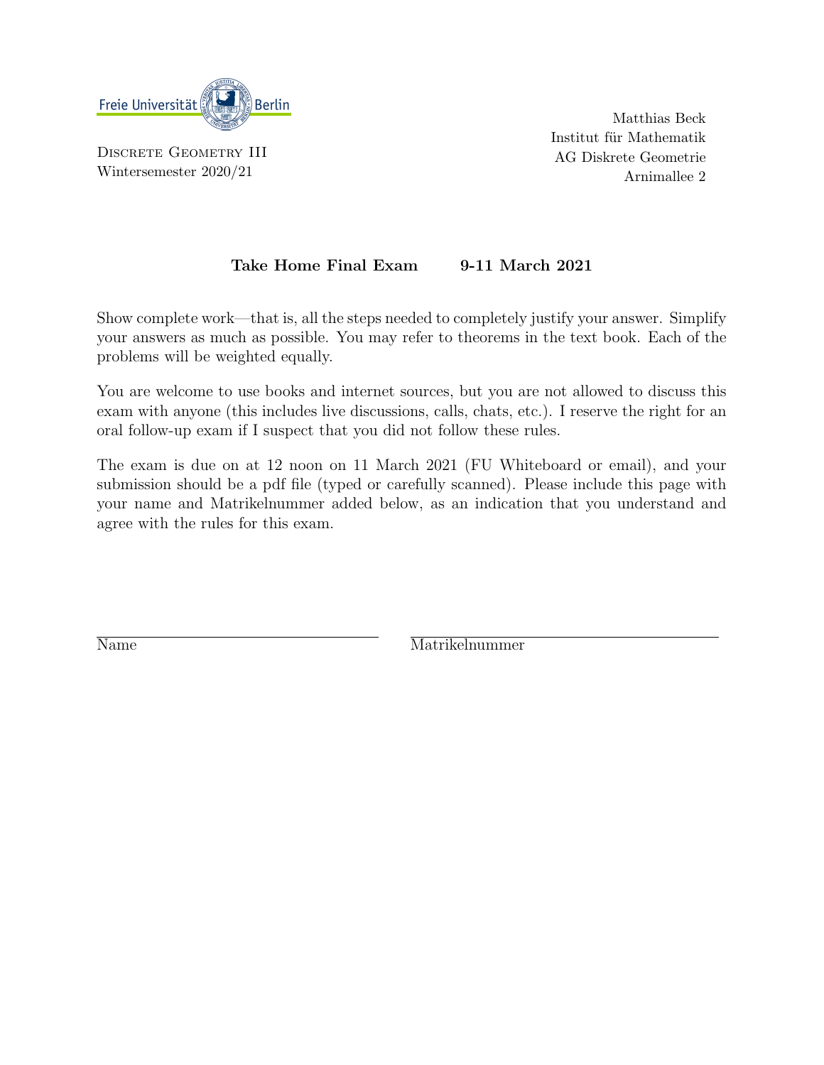Freie Universität Berlin

Discrete Geometry III
Wintersemester 2020/21

Matthias Beck
Institut für Mathematik
AG Diskrete Geometrie
Arnimallee 2

**Take Home Final Exam        9-11 March 2021**

Show complete work—that is, all the steps needed to completely justify your answer. Simplify your answers as much as possible. You may refer to theorems in the text book. Each of the problems will be weighted equally.

You are welcome to use books and internet sources, but you are not allowed to discuss this exam with anyone (this includes live discussions, calls, chats, etc.). I reserve the right for an oral follow-up exam if I suspect that you did not follow these rules.

The exam is due on at 12 noon on 11 March 2021 (FU Whiteboard or email), and your submission should be a pdf file (typed or carefully scanned). Please include this page with your name and Matrikelnummer added below, as an indication that you understand and agree with the rules for this exam.

______________________________ Name

______________________________ Matrikelnummer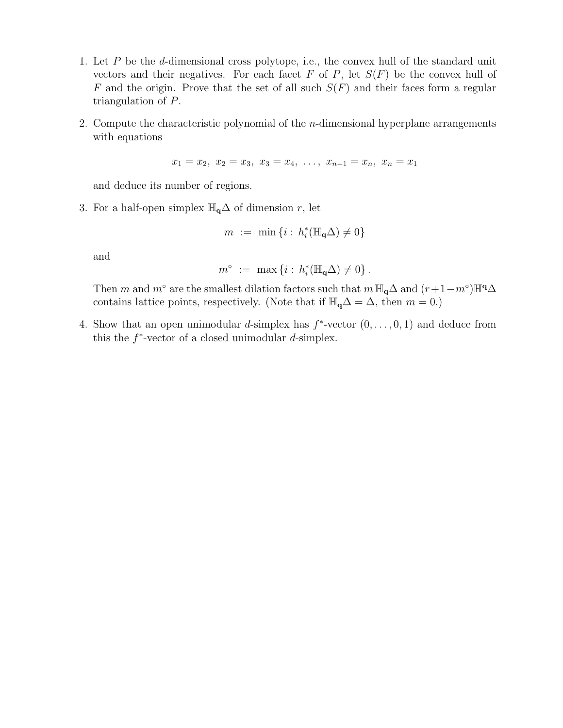1. Let $P$ be the $d$-dimensional cross polytope, i.e., the convex hull of the standard unit vectors and their negatives. For each facet $F$ of $P$, let $S(F)$ be the convex hull of $F$ and the origin. Prove that the set of all such $S(F)$ and their faces form a regular triangulation of $P$.

2. Compute the characteristic polynomial of the $n$-dimensional hyperplane arrangements with equations

$$x_1 = x_2, \ x_2 = x_3, \ x_3 = x_4, \ \ldots, \ x_{n-1} = x_n, \ x_n = x_1$$

and deduce its number of regions.

3. For a half-open simplex $\mathbb{H}_{\mathbf{q}}\Delta$ of dimension $r$, let

$$m \ := \ \min\left\{i : \ h_i^*(\mathbb{H}_{\mathbf{q}}\Delta) \neq 0\right\}$$

and

$$m^\circ \ := \ \max\left\{i : \ h_i^*(\mathbb{H}_{\mathbf{q}}\Delta) \neq 0\right\}.$$

Then $m$ and $m^\circ$ are the smallest dilation factors such that $m\,\mathbb{H}_{\mathbf{q}}\Delta$ and $(r+1-m^\circ)\mathbb{H}^{\mathbf{q}}\Delta$ contains lattice points, respectively. (Note that if $\mathbb{H}_{\mathbf{q}}\Delta = \Delta$, then $m = 0$.)

4. Show that an open unimodular $d$-simplex has $f^*$-vector $(0, \ldots, 0, 1)$ and deduce from this the $f^*$-vector of a closed unimodular $d$-simplex.